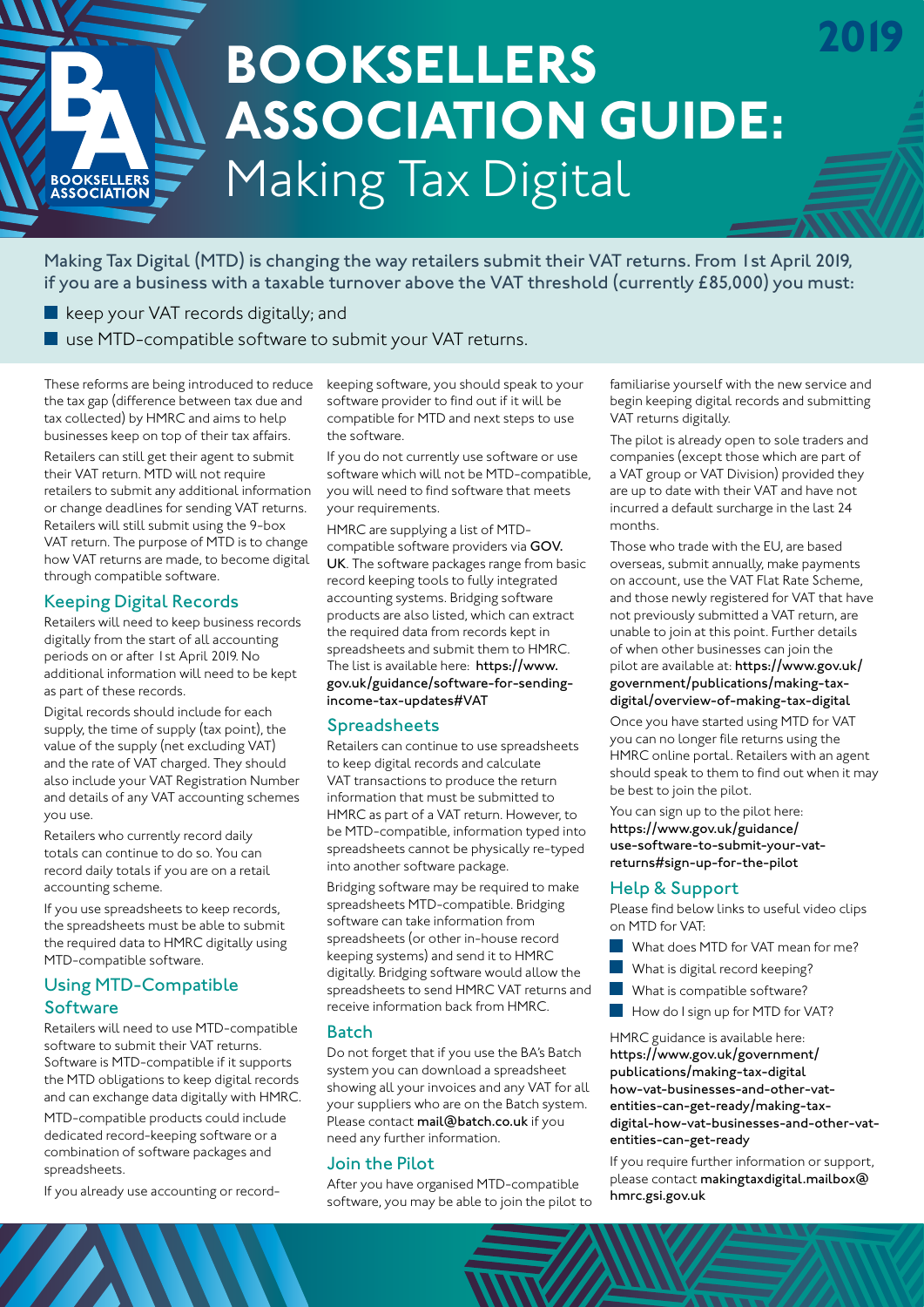# BOOKSELLERS ASSOCIATION GUIDE: Making Tax Digital

2019

Making Tax Digital (MTD) is changing the way retailers submit their VAT returns. From 1st April 2019, if you are a business with a taxable turnover above the VAT threshold (currently £85,000) you must:

- keep your VAT records digitally; and
- use MTD-compatible software to submit your VAT returns.

These reforms are being introduced to reduce the tax gap (difference between tax due and tax collected) by HMRC and aims to help businesses keep on top of their tax affairs.

Retailers can still get their agent to submit their VAT return. MTD will not require retailers to submit any additional information or change deadlines for sending VAT returns. Retailers will still submit using the 9-box VAT return. The purpose of MTD is to change how VAT returns are made, to become digital through compatible software.

## Keeping Digital Records

Retailers will need to keep business records digitally from the start of all accounting periods on or after 1st April 2019. No additional information will need to be kept as part of these records.

Digital records should include for each supply, the time of supply (tax point), the value of the supply (net excluding VAT) and the rate of VAT charged. They should also include your VAT Registration Number and details of any VAT accounting schemes you use.

Retailers who currently record daily totals can continue to do so. You can record daily totals if you are on a retail accounting scheme.

If you use spreadsheets to keep records, the spreadsheets must be able to submit the required data to HMRC digitally using MTD-compatible software.

## Using MTD-Compatible Software

Retailers will need to use MTD-compatible software to submit their VAT returns. Software is MTD-compatible if it supports the MTD obligations to keep digital records and can exchange data digitally with HMRC.

MTD-compatible products could include dedicated record-keeping software or a combination of software packages and spreadsheets.

If you already use accounting or record-keeping software, you should speak to your software provider to find out if it will be compatible for MTD and next steps to use the software.

If you do not currently use software or use software which will not be MTD-compatible, you will need to find software that meets your requirements.

HMRC are supplying a list of MTD-compatible software providers via **GOV.UK**. The software packages range from basic record keeping tools to fully integrated accounting systems. Bridging software products are also listed, which can extract the required data from records kept in spreadsheets and submit them to HMRC. The list is available here: **https://www.gov.uk/guidance/software-for-sending-income-tax-updates#VAT**

## Spreadsheets

Retailers can continue to use spreadsheets to keep digital records and calculate VAT transactions to produce the return information that must be submitted to HMRC as part of a VAT return. However, to be MTD-compatible, information typed into spreadsheets cannot be physically re-typed into another software package.

Bridging software may be required to make spreadsheets MTD-compatible. Bridging software can take information from spreadsheets (or other in-house record keeping systems) and send it to HMRC digitally. Bridging software would allow the spreadsheets to send HMRC VAT returns and receive information back from HMRC.

## Batch

Do not forget that if you use the BA's Batch system you can download a spreadsheet showing all your invoices and any VAT for all your suppliers who are on the Batch system. Please contact **mail@batch.co.uk** if you need any further information.

## Join the Pilot

After you have organised MTD-compatible software, you may be able to join the pilot to familiarise yourself with the new service and begin keeping digital records and submitting VAT returns digitally.

The pilot is already open to sole traders and companies (except those which are part of a VAT group or VAT Division) provided they are up to date with their VAT and have not incurred a default surcharge in the last 24 months.

Those who trade with the EU, are based overseas, submit annually, make payments on account, use the VAT Flat Rate Scheme, and those newly registered for VAT that have not previously submitted a VAT return, are unable to join at this point. Further details of when other businesses can join the pilot are available at: **https://www.gov.uk/government/publications/making-tax-digital/overview-of-making-tax-digital**

Once you have started using MTD for VAT you can no longer file returns using the HMRC online portal. Retailers with an agent should speak to them to find out when it may be best to join the pilot.

You can sign up to the pilot here: **https://www.gov.uk/guidance/use-software-to-submit-your-vat-returns#sign-up-for-the-pilot**

## Help & Support

Please find below links to useful video clips on MTD for VAT:

- What does MTD for VAT mean for me?
- What is digital record keeping?
- What is compatible software?
- How do I sign up for MTD for VAT?

HMRC guidance is available here: **https://www.gov.uk/government/publications/making-tax-digital how-vat-businesses-and-other-vat-entities-can-get-ready/making-tax-digital-how-vat-businesses-and-other-vat-entities-can-get-ready**

If you require further information or support, please contact **makingtaxdigital.mailbox@hmrc.gsi.gov.uk**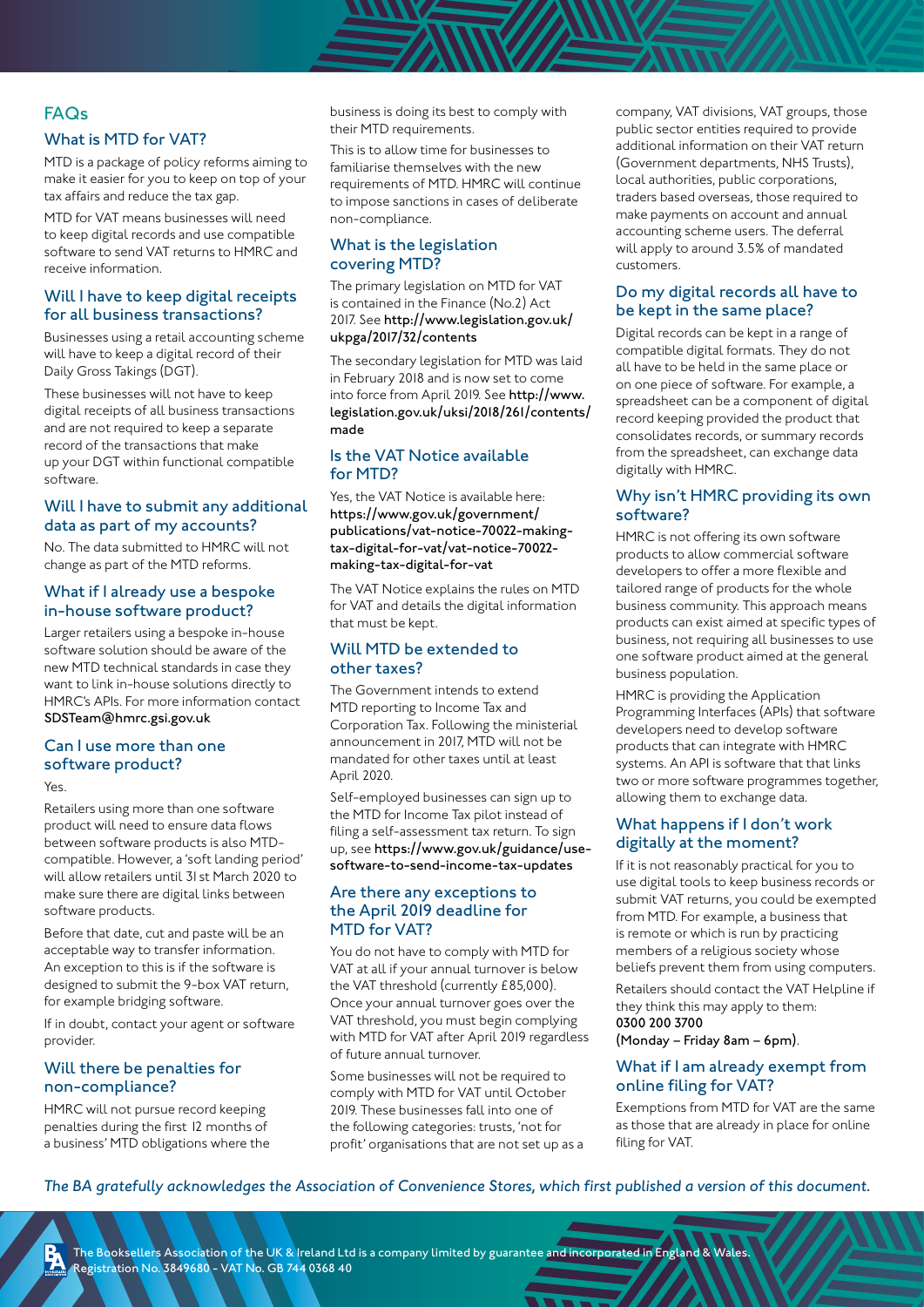## FAQs

### What is MTD for VAT?

MTD is a package of policy reforms aiming to make it easier for you to keep on top of your tax affairs and reduce the tax gap.

MTD for VAT means businesses will need to keep digital records and use compatible software to send VAT returns to HMRC and receive information.

### Will I have to keep digital receipts for all business transactions?

Businesses using a retail accounting scheme will have to keep a digital record of their Daily Gross Takings (DGT).

These businesses will not have to keep digital receipts of all business transactions and are not required to keep a separate record of the transactions that make up your DGT within functional compatible software.

### Will I have to submit any additional data as part of my accounts?

No. The data submitted to HMRC will not change as part of the MTD reforms.

### What if I already use a bespoke in-house software product?

Larger retailers using a bespoke in-house software solution should be aware of the new MTD technical standards in case they want to link in-house solutions directly to HMRC's APIs. For more information contact **SDSTeam@hmrc.gsi.gov.uk**

### Can I use more than one software product?

Yes.

Retailers using more than one software product will need to ensure data flows between software products is also MTD-compatible. However, a 'soft landing period' will allow retailers until 31 st March 2020 to make sure there are digital links between software products.

Before that date, cut and paste will be an acceptable way to transfer information. An exception to this is if the software is designed to submit the 9-box VAT return, for example bridging software.

If in doubt, contact your agent or software provider.

### Will there be penalties for non-compliance?

HMRC will not pursue record keeping penalties during the first 12 months of a business' MTD obligations where the business is doing its best to comply with their MTD requirements.

This is to allow time for businesses to familiarise themselves with the new requirements of MTD. HMRC will continue to impose sanctions in cases of deliberate non-compliance.

### What is the legislation covering MTD?

The primary legislation on MTD for VAT is contained in the Finance (No.2) Act 2017. See **http://www.legislation.gov.uk/ukpga/2017/32/contents**

The secondary legislation for MTD was laid in February 2018 and is now set to come into force from April 2019. See **http://www.legislation.gov.uk/uksi/2018/261/contents/made**

### Is the VAT Notice available for MTD?

Yes, the VAT Notice is available here: **https://www.gov.uk/government/publications/vat-notice-70022-making-tax-digital-for-vat/vat-notice-70022-making-tax-digital-for-vat**

The VAT Notice explains the rules on MTD for VAT and details the digital information that must be kept.

### Will MTD be extended to other taxes?

The Government intends to extend MTD reporting to Income Tax and Corporation Tax. Following the ministerial announcement in 2017, MTD will not be mandated for other taxes until at least April 2020.

Self-employed businesses can sign up to the MTD for Income Tax pilot instead of filing a self-assessment tax return. To sign up, see **https://www.gov.uk/guidance/use-software-to-send-income-tax-updates**

### Are there any exceptions to the April 2019 deadline for MTD for VAT?

You do not have to comply with MTD for VAT at all if your annual turnover is below the VAT threshold (currently £85,000). Once your annual turnover goes over the VAT threshold, you must begin complying with MTD for VAT after April 2019 regardless of future annual turnover.

Some businesses will not be required to comply with MTD for VAT until October 2019. These businesses fall into one of the following categories: trusts, 'not for profit' organisations that are not set up as a company, VAT divisions, VAT groups, those public sector entities required to provide additional information on their VAT return (Government departments, NHS Trusts), local authorities, public corporations, traders based overseas, those required to make payments on account and annual accounting scheme users. The deferral will apply to around 3.5% of mandated customers.

### Do my digital records all have to be kept in the same place?

Digital records can be kept in a range of compatible digital formats. They do not all have to be held in the same place or on one piece of software. For example, a spreadsheet can be a component of digital record keeping provided the product that consolidates records, or summary records from the spreadsheet, can exchange data digitally with HMRC.

### Why isn't HMRC providing its own software?

HMRC is not offering its own software products to allow commercial software developers to offer a more flexible and tailored range of products for the whole business community. This approach means products can exist aimed at specific types of business, not requiring all businesses to use one software product aimed at the general business population.

HMRC is providing the Application Programming Interfaces (APIs) that software developers need to develop software products that can integrate with HMRC systems. An API is software that that links two or more software programmes together, allowing them to exchange data.

### What happens if I don't work digitally at the moment?

If it is not reasonably practical for you to use digital tools to keep business records or submit VAT returns, you could be exempted from MTD. For example, a business that is remote or which is run by practicing members of a religious society whose beliefs prevent them from using computers.

Retailers should contact the VAT Helpline if they think this may apply to them:
**0300 200 3700**
**(Monday – Friday 8am – 6pm)**.

### What if I am already exempt from online filing for VAT?

Exemptions from MTD for VAT are the same as those that are already in place for online filing for VAT.

*The BA gratefully acknowledges the Association of Convenience Stores, which first published a version of this document.*

The Booksellers Association of the UK & Ireland Ltd is a company limited by guarantee and incorporated in England & Wales.
Registration No. 3849680 - VAT No. GB 744 0368 40